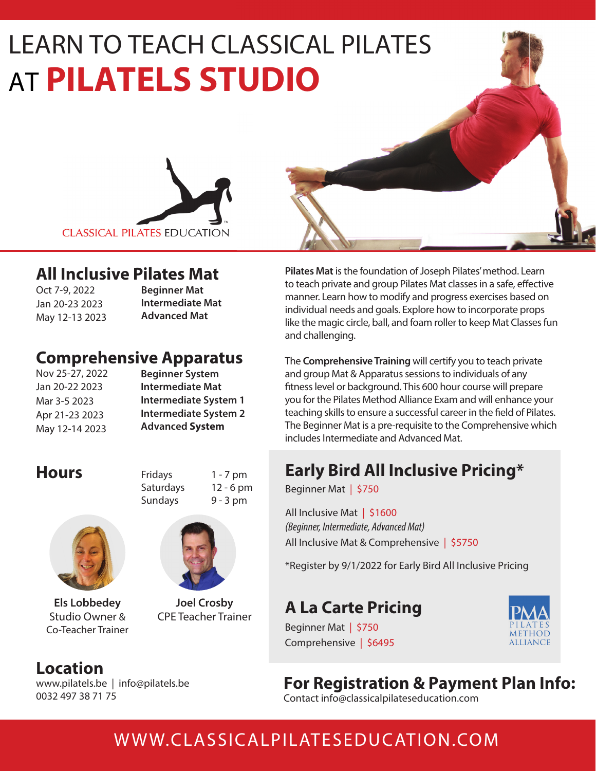# LEARN TO TEACH CLASSICAL PILATES AT **PILATELS STUDIO**

CLASSICAL PILATES EDUCATION™

## All Inclusive Pilates Mat

| | |
|---|---|
| Oct 7-9, 2022 | **Beginner Mat** |
| Jan 20-23 2023 | **Intermediate Mat** |
| May 12-13 2023 | **Advanced Mat** |

## Comprehensive Apparatus

| | |
|---|---|
| Nov 25-27, 2022 | **Beginner System** |
| Jan 20-22 2023 | **Intermediate Mat** |
| Mar 3-5 2023 | **Intermediate System 1** |
| Apr 21-23 2023 | **Intermediate System 2** |
| May 12-14 2023 | **Advanced System** |

## Hours

| | |
|---|---|
| Fridays | 1 - 7 pm |
| Saturdays | 12 - 6 pm |
| Sundays | 9 - 3 pm |

**Els Lobbedey**
Studio Owner & Co-Teacher Trainer

**Joel Crosby**
CPE Teacher Trainer

## Location

www.pilatels.be | info@pilatels.be
0032 497 38 71 75

**Pilates Mat** is the foundation of Joseph Pilates' method. Learn to teach private and group Pilates Mat classes in a safe, effective manner. Learn how to modify and progress exercises based on individual needs and goals. Explore how to incorporate props like the magic circle, ball, and foam roller to keep Mat Classes fun and challenging.

The **Comprehensive Training** will certify you to teach private and group Mat & Apparatus sessions to individuals of any fitness level or background. This 600 hour course will prepare you for the Pilates Method Alliance Exam and will enhance your teaching skills to ensure a successful career in the field of Pilates. The Beginner Mat is a pre-requisite to the Comprehensive which includes Intermediate and Advanced Mat.

## Early Bird All Inclusive Pricing*

Beginner Mat | $750

All Inclusive Mat | $1600
*(Beginner, Intermediate, Advanced Mat)*
All Inclusive Mat & Comprehensive | $5750

*Register by 9/1/2022 for Early Bird All Inclusive Pricing

## A La Carte Pricing

Beginner Mat | $750
Comprehensive | $6495

PMA PILATES METHOD ALLIANCE

## For Registration & Payment Plan Info:

Contact info@classicalpilateseducation.com

WWW.CLASSICALPILATESEDUCATION.COM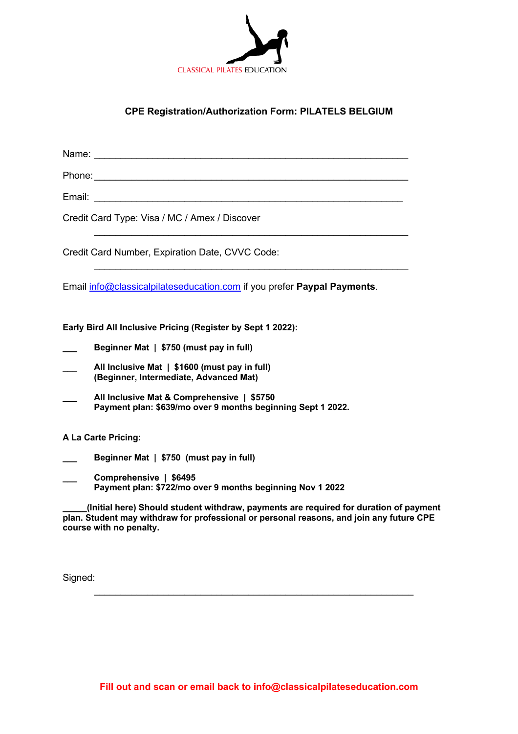CLASSICAL PILATES EDUCATION

## CPE Registration/Authorization Form: PILATELS BELGIUM

Name: ____________________________________________________________

Phone: ____________________________________________________________

Email: ___________________________________________________________

Credit Card Type: Visa / MC / Amex / Discover

____________________________________________________________

Credit Card Number, Expiration Date, CVVC Code:

____________________________________________________________

Email info@classicalpilateseducation.com if you prefer **Paypal Payments**.

**Early Bird All Inclusive Pricing (Register by Sept 1 2022):**

___ **Beginner Mat | $750 (must pay in full)**

___ **All Inclusive Mat | $1600 (must pay in full)**
**(Beginner, Intermediate, Advanced Mat)**

___ **All Inclusive Mat & Comprehensive | $5750**
**Payment plan: $639/mo over 9 months beginning Sept 1 2022.**

**A La Carte Pricing:**

___ **Beginner Mat | $750 (must pay in full)**

___ **Comprehensive | $6495**
**Payment plan: $722/mo over 9 months beginning Nov 1 2022**

**_____(Initial here) Should student withdraw, payments are required for duration of payment plan. Student may withdraw for professional or personal reasons, and join any future CPE course with no penalty.**

Signed:

____________________________________________________________

**Fill out and scan or email back to info@classicalpilateseducation.com**